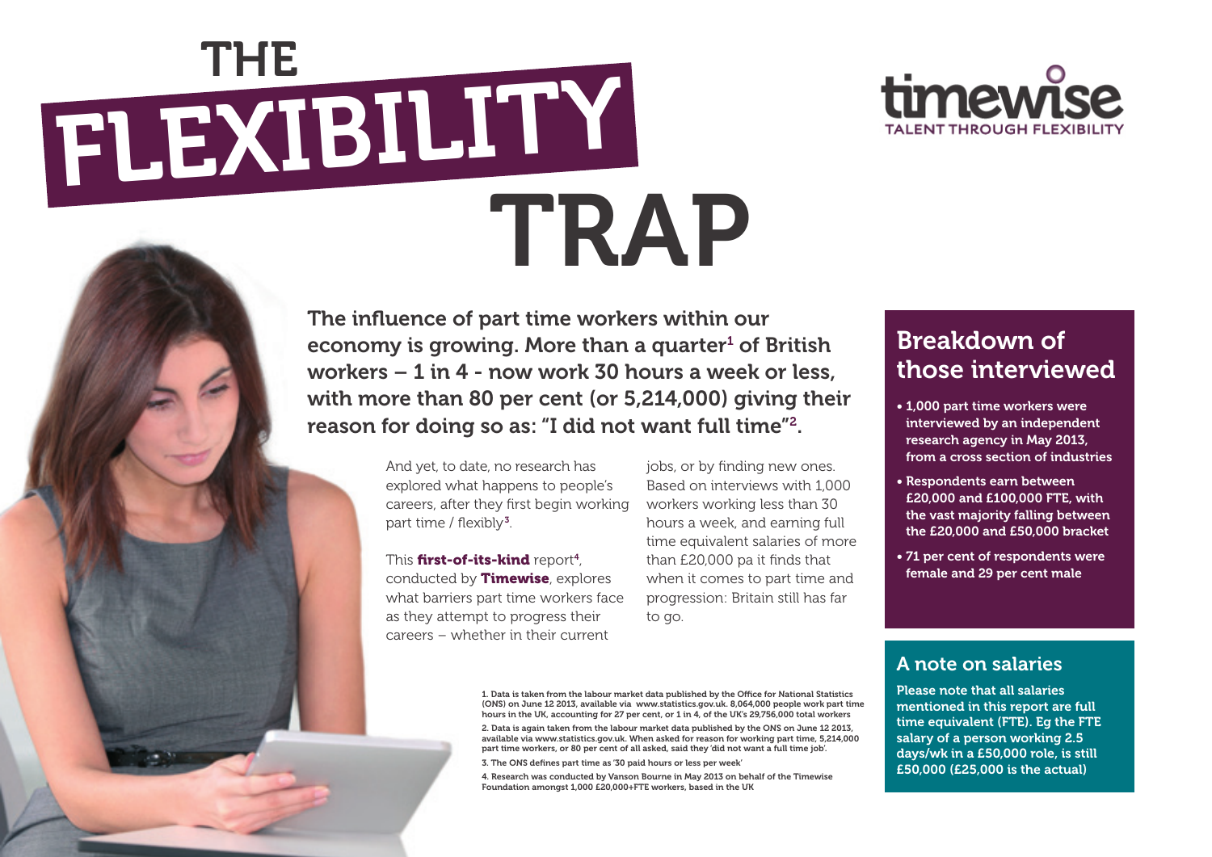# THE FLEXIBILITY TRAP

timewise
TALENT THROUGH FLEXIBILITY

**The influence of part time workers within our economy is growing. More than a quarter[1] of British workers – 1 in 4 - now work 30 hours a week or less, with more than 80 per cent (or 5,214,000) giving their reason for doing so as: "I did not want full time"[2].**

And yet, to date, no research has explored what happens to people's careers, after they first begin working part time / flexibly[3].

This **first-of-its-kind** report[4], conducted by **Timewise**, explores what barriers part time workers face as they attempt to progress their careers – whether in their current jobs, or by finding new ones. Based on interviews with 1,000 workers working less than 30 hours a week, and earning full time equivalent salaries of more than £20,000 pa it finds that when it comes to part time and progression: Britain still has far to go.

1. Data is taken from the labour market data published by the Office for National Statistics (ONS) on June 12 2013, available via www.statistics.gov.uk. 8,064,000 people work part time hours in the UK, accounting for 27 per cent, or 1 in 4, of the UK's 29,756,000 total workers

2. Data is again taken from the labour market data published by the ONS on June 12 2013, available via www.statistics.gov.uk. When asked for reason for working part time, 5,214,000 part time workers, or 80 per cent of all asked, said they 'did not want a full time job'.

3. The ONS defines part time as '30 paid hours or less per week'

4. Research was conducted by Vanson Bourne in May 2013 on behalf of the Timewise Foundation amongst 1,000 £20,000+FTE workers, based in the UK

## Breakdown of those interviewed

- **1,000 part time workers were interviewed by an independent research agency in May 2013, from a cross section of industries**
- **Respondents earn between £20,000 and £100,000 FTE, with the vast majority falling between the £20,000 and £50,000 bracket**
- **71 per cent of respondents were female and 29 per cent male**

## A note on salaries

**Please note that all salaries mentioned in this report are full time equivalent (FTE). Eg the FTE salary of a person working 2.5 days/wk in a £50,000 role, is still £50,000 (£25,000 is the actual)**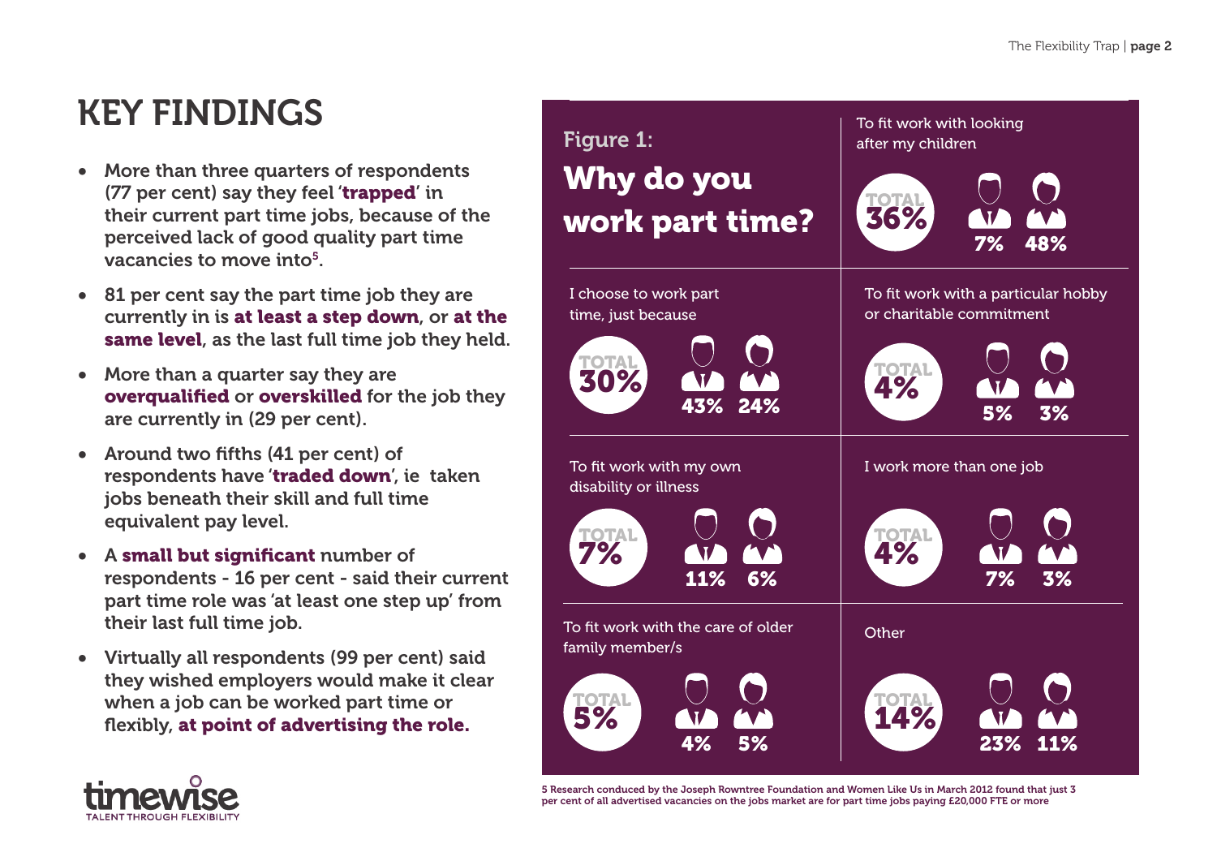# KEY FINDINGS

- More than three quarters of respondents (77 per cent) say they feel '**trapped**' in their current part time jobs, because of the perceived lack of good quality part time vacancies to move into[5].
- 81 per cent say the part time job they are currently in is **at least a step down**, or **at the same level**, as the last full time job they held.
- More than a quarter say they are **overqualified** or **overskilled** for the job they are currently in (29 per cent).
- Around two fifths (41 per cent) of respondents have '**traded down**', ie taken jobs beneath their skill and full time equivalent pay level.
- A **small but significant** number of respondents - 16 per cent - said their current part time role was 'at least one step up' from their last full time job.
- Virtually all respondents (99 per cent) said they wished employers would make it clear when a job can be worked part time or flexibly, **at point of advertising the role.**

## Figure 1: Why do you work part time?

| Reason | Total | Men | Women |
|---|---|---|---|
| To fit work with looking after my children | 36% | 7% | 48% |
| I choose to work part time, just because | 30% | 43% | 24% |
| To fit work with a particular hobby or charitable commitment | 4% | 5% | 3% |
| To fit work with my own disability or illness | 7% | 11% | 6% |
| I work more than one job | 4% | 7% | 3% |
| To fit work with the care of older family member/s | 5% | 4% | 5% |
| Other | 14% | 23% | 11% |

5 Research conduced by the Joseph Rowntree Foundation and Women Like Us in March 2012 found that just 3 per cent of all advertised vacancies on the jobs market are for part time jobs paying £20,000 FTE or more

timewise
TALENT THROUGH FLEXIBILITY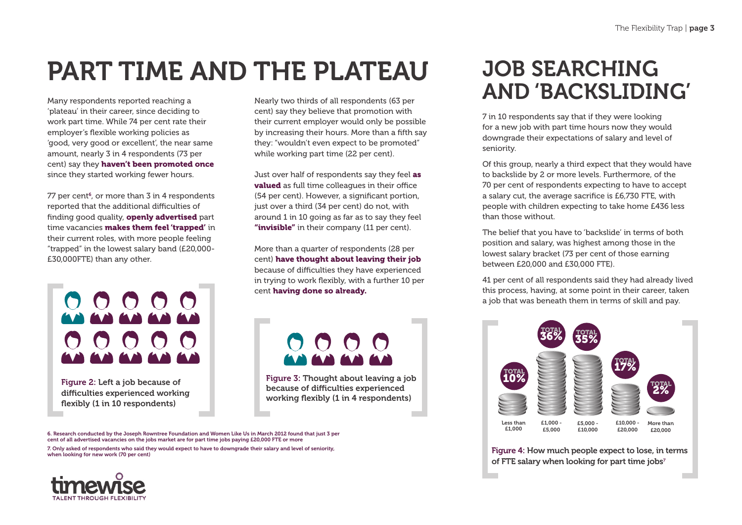# PART TIME AND THE PLATEAU

Many respondents reported reaching a 'plateau' in their career, since deciding to work part time. While 74 per cent rate their employer's flexible working policies as 'good, very good or excellent', the near same amount, nearly 3 in 4 respondents (73 per cent) say they **haven't been promoted once** since they started working fewer hours.

77 per cent[6], or more than 3 in 4 respondents reported that the additional difficulties of finding good quality, **openly advertised** part time vacancies **makes them feel 'trapped'** in their current roles, with more people feeling "trapped" in the lowest salary band (£20,000-£30,000FTE) than any other.

**Figure 2: Left a job because of difficulties experienced working flexibly (1 in 10 respondents)**

Nearly two thirds of all respondents (63 per cent) say they believe that promotion with their current employer would only be possible by increasing their hours. More than a fifth say they: "wouldn't even expect to be promoted" while working part time (22 per cent).

Just over half of respondents say they feel **as valued** as full time colleagues in their office (54 per cent). However, a significant portion, just over a third (34 per cent) do not, with around 1 in 10 going as far as to say they feel **"invisible"** in their company (11 per cent).

More than a quarter of respondents (28 per cent) **have thought about leaving their job** because of difficulties they have experienced in trying to work flexibly, with a further 10 per cent **having done so already.**

**Figure 3: Thought about leaving a job because of difficulties experienced working flexibly (1 in 4 respondents)**

# JOB SEARCHING AND 'BACKSLIDING'

7 in 10 respondents say that if they were looking for a new job with part time hours now they would downgrade their expectations of salary and level of seniority.

Of this group, nearly a third expect that they would have to backslide by 2 or more levels. Furthermore, of the 70 per cent of respondents expecting to have to accept a salary cut, the average sacrifice is £6,730 FTE, with people with children expecting to take home £436 less than those without.

The belief that you have to 'backslide' in terms of both position and salary, was highest among those in the lowest salary bracket (73 per cent of those earning between £20,000 and £30,000 FTE).

41 per cent of all respondents said they had already lived this process, having, at some point in their career, taken a job that was beneath them in terms of skill and pay.

| Less than £1,000 | £1,000 - £5,000 | £5,000 - £10,000 | £10,000 - £20,000 | More than £20,000 |
|---|---|---|---|---|
| TOTAL 10% | TOTAL 36% | TOTAL 35% | TOTAL 17% | TOTAL 2% |

**Figure 4: How much people expect to lose, in terms of FTE salary when looking for part time jobs[7]**

6. Research conducted by the Joseph Rowntree Foundation and Women Like Us in March 2012 found that just 3 per cent of all advertised vacancies on the jobs market are for part time jobs paying £20,000 FTE or more

7. Only asked of respondents who said they would expect to have to downgrade their salary and level of seniority, when looking for new work (70 per cent)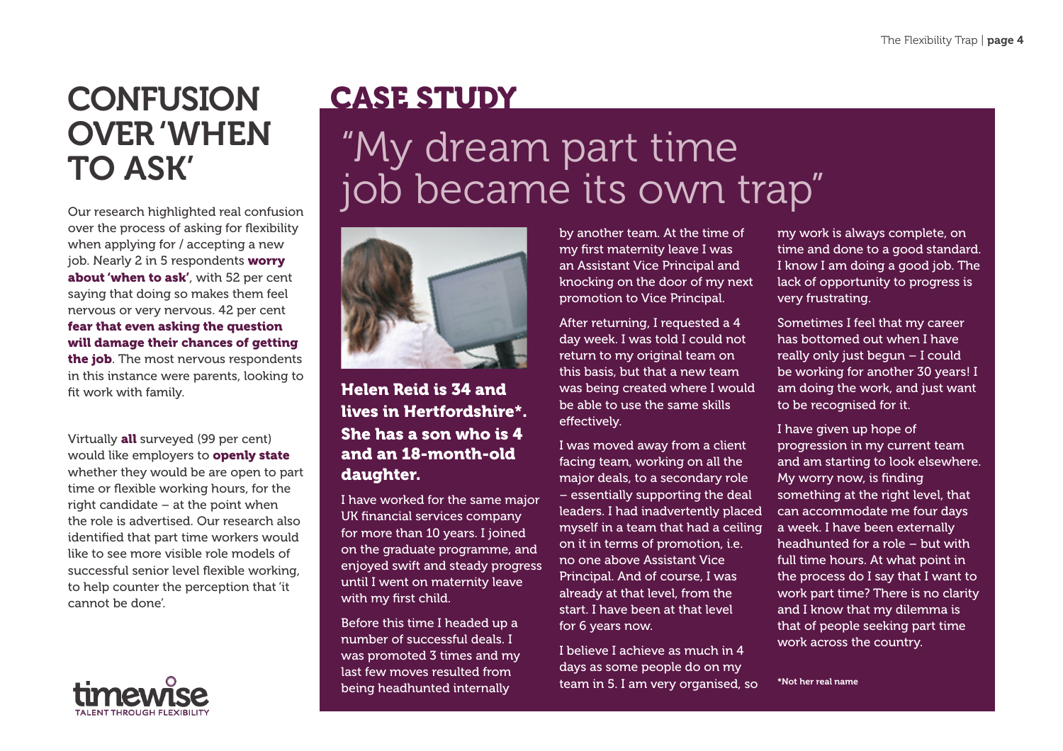# CONFUSION OVER 'WHEN TO ASK'

Our research highlighted real confusion over the process of asking for flexibility when applying for / accepting a new job. Nearly 2 in 5 respondents **worry about 'when to ask'**, with 52 per cent saying that doing so makes them feel nervous or very nervous. 42 per cent **fear that even asking the question will damage their chances of getting the job**. The most nervous respondents in this instance were parents, looking to fit work with family.

Virtually **all** surveyed (99 per cent) would like employers to **openly state** whether they would be are open to part time or flexible working hours, for the right candidate – at the point when the role is advertised. Our research also identified that part time workers would like to see more visible role models of successful senior level flexible working, to help counter the perception that 'it cannot be done'.

# CASE STUDY

## "My dream part time job became its own trap"

**Helen Reid is 34 and lives in Hertfordshire*. She has a son who is 4 and an 18-month-old daughter.**

I have worked for the same major UK financial services company for more than 10 years. I joined on the graduate programme, and enjoyed swift and steady progress until I went on maternity leave with my first child.

Before this time I headed up a number of successful deals. I was promoted 3 times and my last few moves resulted from being headhunted internally by another team. At the time of my first maternity leave I was an Assistant Vice Principal and knocking on the door of my next promotion to Vice Principal.

After returning, I requested a 4 day week. I was told I could not return to my original team on this basis, but that a new team was being created where I would be able to use the same skills effectively.

I was moved away from a client facing team, working on all the major deals, to a secondary role – essentially supporting the deal leaders. I had inadvertently placed myself in a team that had a ceiling on it in terms of promotion, i.e. no one above Assistant Vice Principal. And of course, I was already at that level, from the start. I have been at that level for 6 years now.

I believe I achieve as much in 4 days as some people do on my team in 5. I am very organised, so my work is always complete, on time and done to a good standard. I know I am doing a good job. The lack of opportunity to progress is very frustrating.

Sometimes I feel that my career has bottomed out when I have really only just begun – I could be working for another 30 years! I am doing the work, and just want to be recognised for it.

I have given up hope of progression in my current team and am starting to look elsewhere. My worry now, is finding something at the right level, that can accommodate me four days a week. I have been externally headhunted for a role – but with full time hours. At what point in the process do I say that I want to work part time? There is no clarity and I know that my dilemma is that of people seeking part time work across the country.

**\*Not her real name**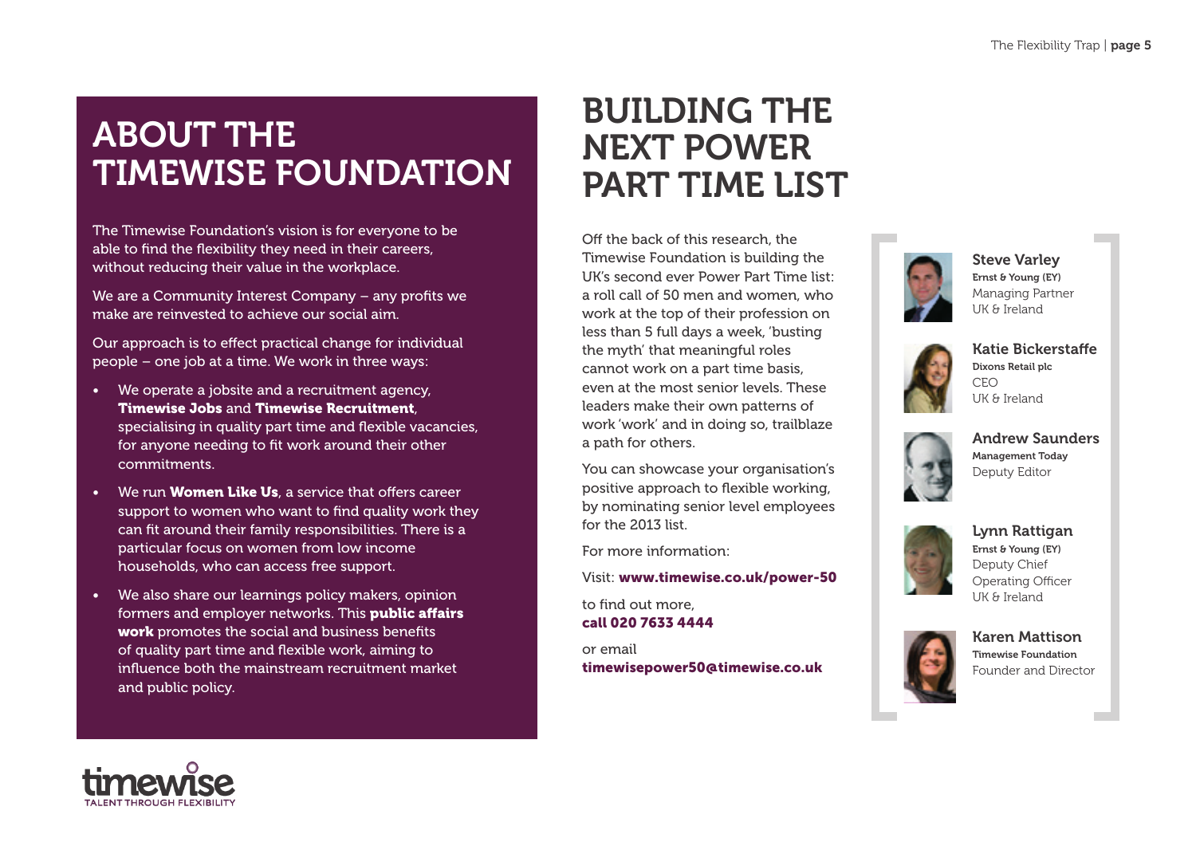# ABOUT THE TIMEWISE FOUNDATION

The Timewise Foundation's vision is for everyone to be able to find the flexibility they need in their careers, without reducing their value in the workplace.

We are a Community Interest Company – any profits we make are reinvested to achieve our social aim.

Our approach is to effect practical change for individual people – one job at a time. We work in three ways:

- We operate a jobsite and a recruitment agency, **Timewise Jobs** and **Timewise Recruitment**, specialising in quality part time and flexible vacancies, for anyone needing to fit work around their other commitments.
- We run **Women Like Us**, a service that offers career support to women who want to find quality work they can fit around their family responsibilities. There is a particular focus on women from low income households, who can access free support.
- We also share our learnings policy makers, opinion formers and employer networks. This **public affairs work** promotes the social and business benefits of quality part time and flexible work, aiming to influence both the mainstream recruitment market and public policy.

# BUILDING THE NEXT POWER PART TIME LIST

Off the back of this research, the Timewise Foundation is building the UK's second ever Power Part Time list: a roll call of 50 men and women, who work at the top of their profession on less than 5 full days a week, 'busting the myth' that meaningful roles cannot work on a part time basis, even at the most senior levels. These leaders make their own patterns of work 'work' and in doing so, trailblaze a path for others.

You can showcase your organisation's positive approach to flexible working, by nominating senior level employees for the 2013 list.

For more information:

Visit: **www.timewise.co.uk/power-50**

to find out more,
**call 020 7633 4444**

or email
**timewisepower50@timewise.co.uk**

**Steve Varley**
**Ernst & Young (EY)**
Managing Partner
UK & Ireland

**Katie Bickerstaffe**
**Dixons Retail plc**
CEO
UK & Ireland

**Andrew Saunders**
**Management Today**
Deputy Editor

**Lynn Rattigan**
**Ernst & Young (EY)**
Deputy Chief
Operating Officer
UK & Ireland

**Karen Mattison**
**Timewise Foundation**
Founder and Director

timewise
TALENT THROUGH FLEXIBILITY